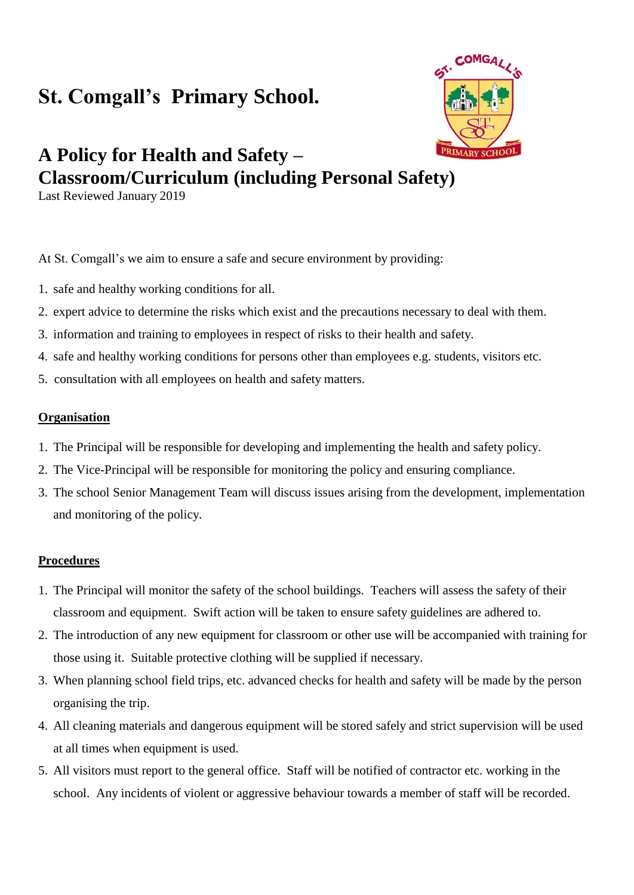# St. Comgall's Primary School.

## A Policy for Health and Safety – Classroom/Curriculum (including Personal Safety)

Last Reviewed January 2019

At St. Comgall's we aim to ensure a safe and secure environment by providing:

1. safe and healthy working conditions for all.
2. expert advice to determine the risks which exist and the precautions necessary to deal with them.
3. information and training to employees in respect of risks to their health and safety.
4. safe and healthy working conditions for persons other than employees e.g. students, visitors etc.
5. consultation with all employees on health and safety matters.

### Organisation

1. The Principal will be responsible for developing and implementing the health and safety policy.
2. The Vice-Principal will be responsible for monitoring the policy and ensuring compliance.
3. The school Senior Management Team will discuss issues arising from the development, implementation and monitoring of the policy.

### Procedures

1. The Principal will monitor the safety of the school buildings. Teachers will assess the safety of their classroom and equipment. Swift action will be taken to ensure safety guidelines are adhered to.
2. The introduction of any new equipment for classroom or other use will be accompanied with training for those using it. Suitable protective clothing will be supplied if necessary.
3. When planning school field trips, etc. advanced checks for health and safety will be made by the person organising the trip.
4. All cleaning materials and dangerous equipment will be stored safely and strict supervision will be used at all times when equipment is used.
5. All visitors must report to the general office. Staff will be notified of contractor etc. working in the school. Any incidents of violent or aggressive behaviour towards a member of staff will be recorded.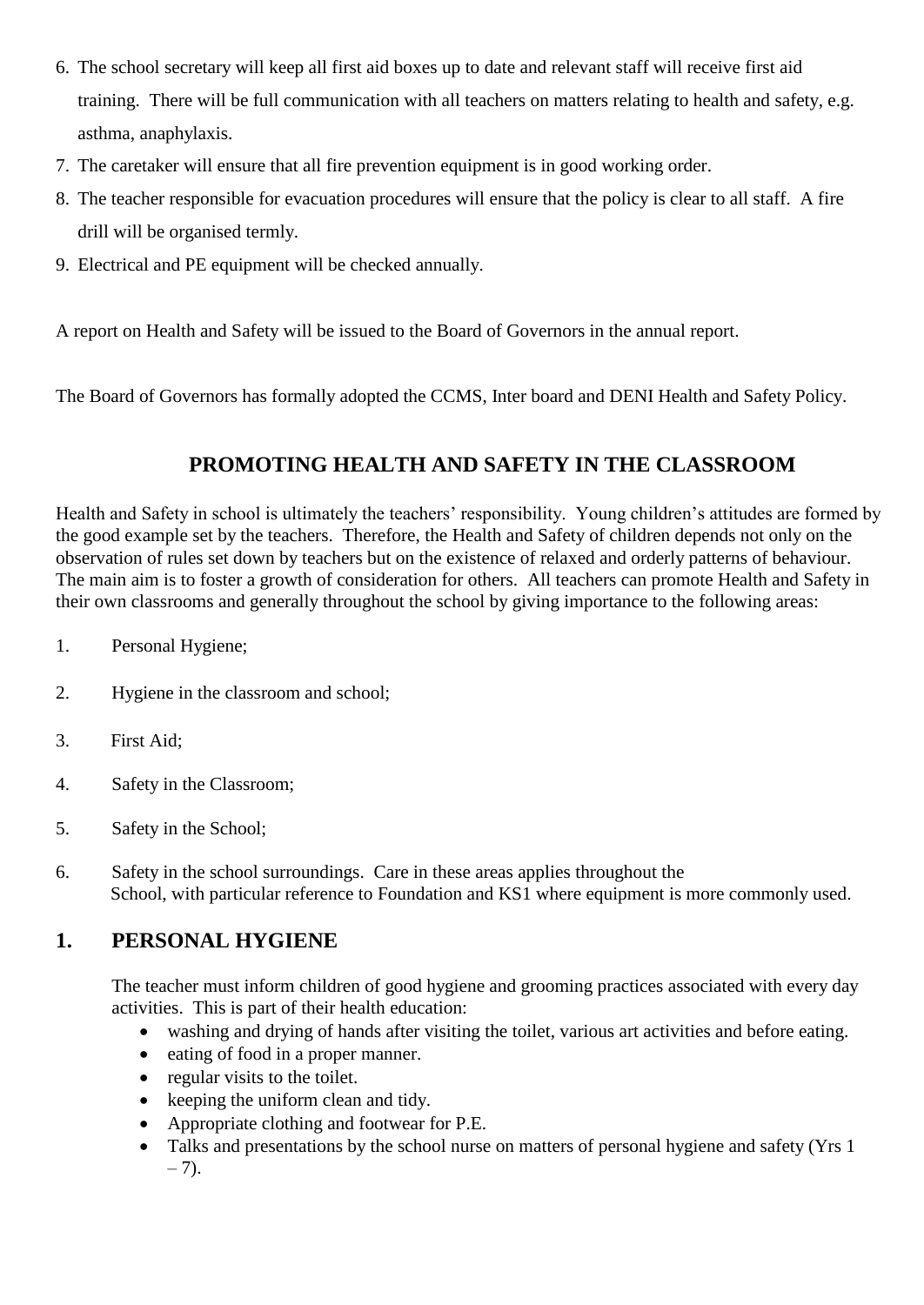6. The school secretary will keep all first aid boxes up to date and relevant staff will receive first aid training. There will be full communication with all teachers on matters relating to health and safety, e.g. asthma, anaphylaxis.
7. The caretaker will ensure that all fire prevention equipment is in good working order.
8. The teacher responsible for evacuation procedures will ensure that the policy is clear to all staff. A fire drill will be organised termly.
9. Electrical and PE equipment will be checked annually.

A report on Health and Safety will be issued to the Board of Governors in the annual report.

The Board of Governors has formally adopted the CCMS, Inter board and DENI Health and Safety Policy.

## PROMOTING HEALTH AND SAFETY IN THE CLASSROOM

Health and Safety in school is ultimately the teachers' responsibility. Young children's attitudes are formed by the good example set by the teachers. Therefore, the Health and Safety of children depends not only on the observation of rules set down by teachers but on the existence of relaxed and orderly patterns of behaviour. The main aim is to foster a growth of consideration for others. All teachers can promote Health and Safety in their own classrooms and generally throughout the school by giving importance to the following areas:

1. Personal Hygiene;
2. Hygiene in the classroom and school;
3. First Aid;
4. Safety in the Classroom;
5. Safety in the School;
6. Safety in the school surroundings. Care in these areas applies throughout the School, with particular reference to Foundation and KS1 where equipment is more commonly used.

## 1. PERSONAL HYGIENE

The teacher must inform children of good hygiene and grooming practices associated with every day activities. This is part of their health education:

- washing and drying of hands after visiting the toilet, various art activities and before eating.
- eating of food in a proper manner.
- regular visits to the toilet.
- keeping the uniform clean and tidy.
- Appropriate clothing and footwear for P.E.
- Talks and presentations by the school nurse on matters of personal hygiene and safety (Yrs 1 – 7).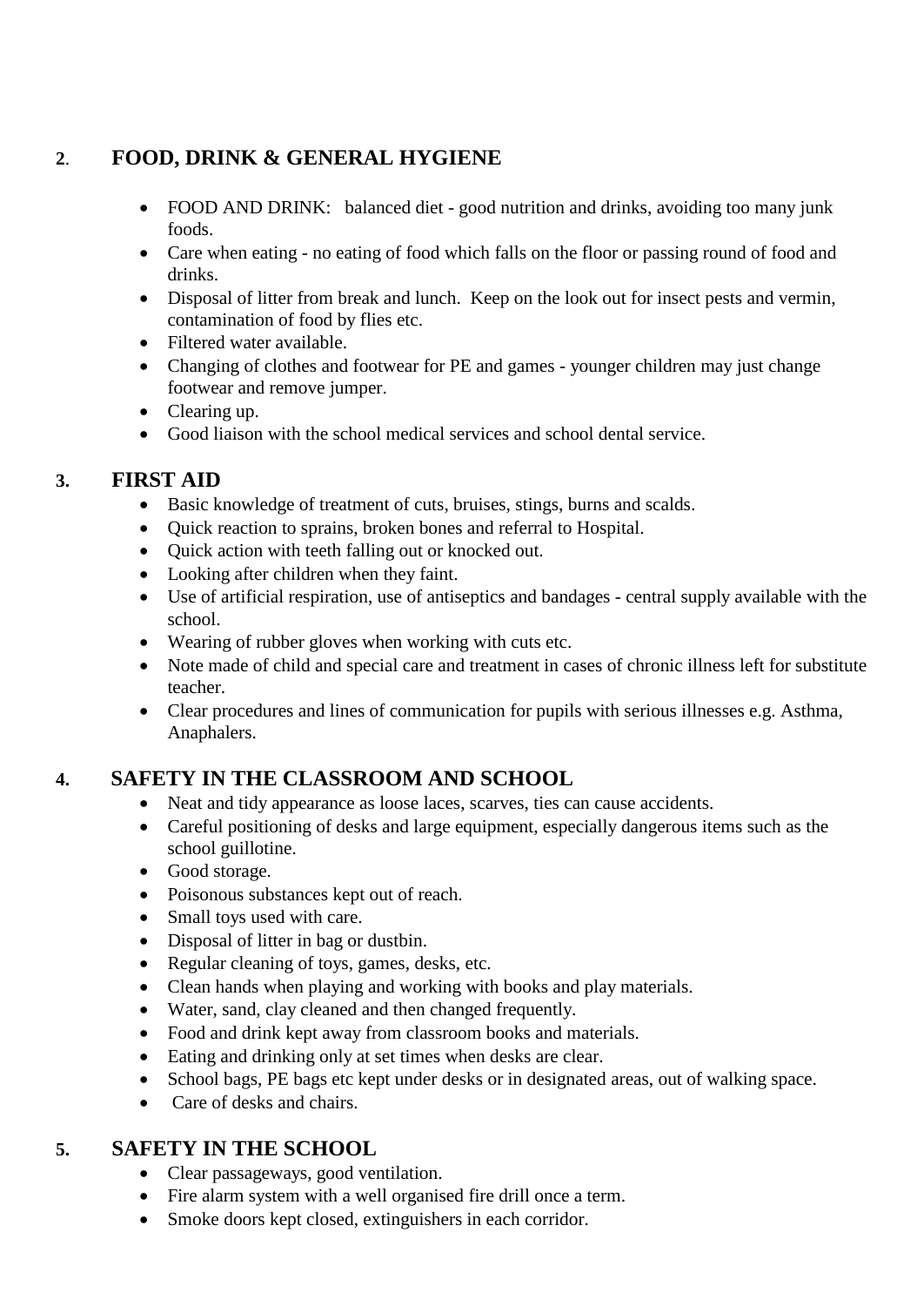## 2. FOOD, DRINK & GENERAL HYGIENE

- FOOD AND DRINK: balanced diet - good nutrition and drinks, avoiding too many junk foods.
- Care when eating - no eating of food which falls on the floor or passing round of food and drinks.
- Disposal of litter from break and lunch. Keep on the look out for insect pests and vermin, contamination of food by flies etc.
- Filtered water available.
- Changing of clothes and footwear for PE and games - younger children may just change footwear and remove jumper.
- Clearing up.
- Good liaison with the school medical services and school dental service.

## 3. FIRST AID

- Basic knowledge of treatment of cuts, bruises, stings, burns and scalds.
- Quick reaction to sprains, broken bones and referral to Hospital.
- Quick action with teeth falling out or knocked out.
- Looking after children when they faint.
- Use of artificial respiration, use of antiseptics and bandages - central supply available with the school.
- Wearing of rubber gloves when working with cuts etc.
- Note made of child and special care and treatment in cases of chronic illness left for substitute teacher.
- Clear procedures and lines of communication for pupils with serious illnesses e.g. Asthma, Anaphalers.

## 4. SAFETY IN THE CLASSROOM AND SCHOOL

- Neat and tidy appearance as loose laces, scarves, ties can cause accidents.
- Careful positioning of desks and large equipment, especially dangerous items such as the school guillotine.
- Good storage.
- Poisonous substances kept out of reach.
- Small toys used with care.
- Disposal of litter in bag or dustbin.
- Regular cleaning of toys, games, desks, etc.
- Clean hands when playing and working with books and play materials.
- Water, sand, clay cleaned and then changed frequently.
- Food and drink kept away from classroom books and materials.
- Eating and drinking only at set times when desks are clear.
- School bags, PE bags etc kept under desks or in designated areas, out of walking space.
- Care of desks and chairs.

## 5. SAFETY IN THE SCHOOL

- Clear passageways, good ventilation.
- Fire alarm system with a well organised fire drill once a term.
- Smoke doors kept closed, extinguishers in each corridor.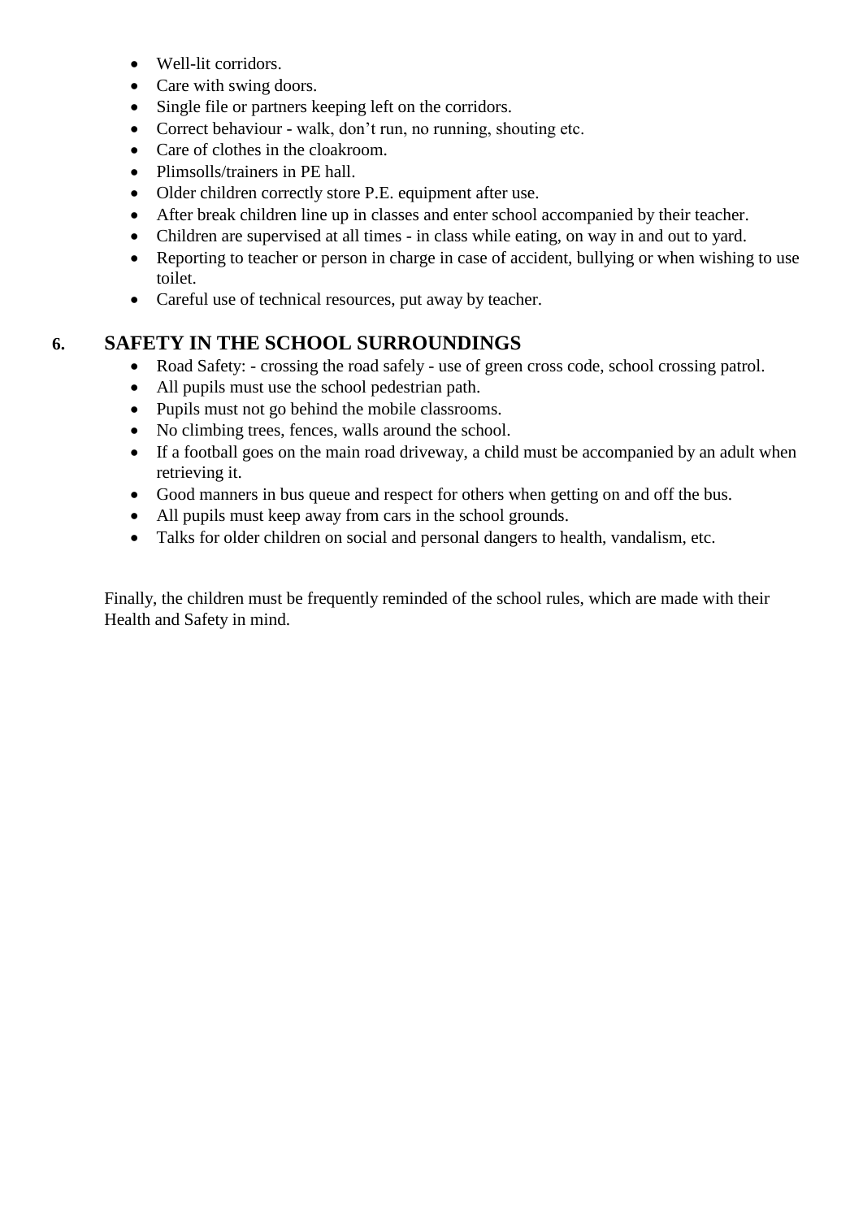- Well-lit corridors.
- Care with swing doors.
- Single file or partners keeping left on the corridors.
- Correct behaviour - walk, don't run, no running, shouting etc.
- Care of clothes in the cloakroom.
- Plimsolls/trainers in PE hall.
- Older children correctly store P.E. equipment after use.
- After break children line up in classes and enter school accompanied by their teacher.
- Children are supervised at all times - in class while eating, on way in and out to yard.
- Reporting to teacher or person in charge in case of accident, bullying or when wishing to use toilet.
- Careful use of technical resources, put away by teacher.

## 6. SAFETY IN THE SCHOOL SURROUNDINGS

- Road Safety: - crossing the road safely - use of green cross code, school crossing patrol.
- All pupils must use the school pedestrian path.
- Pupils must not go behind the mobile classrooms.
- No climbing trees, fences, walls around the school.
- If a football goes on the main road driveway, a child must be accompanied by an adult when retrieving it.
- Good manners in bus queue and respect for others when getting on and off the bus.
- All pupils must keep away from cars in the school grounds.
- Talks for older children on social and personal dangers to health, vandalism, etc.

Finally, the children must be frequently reminded of the school rules, which are made with their Health and Safety in mind.